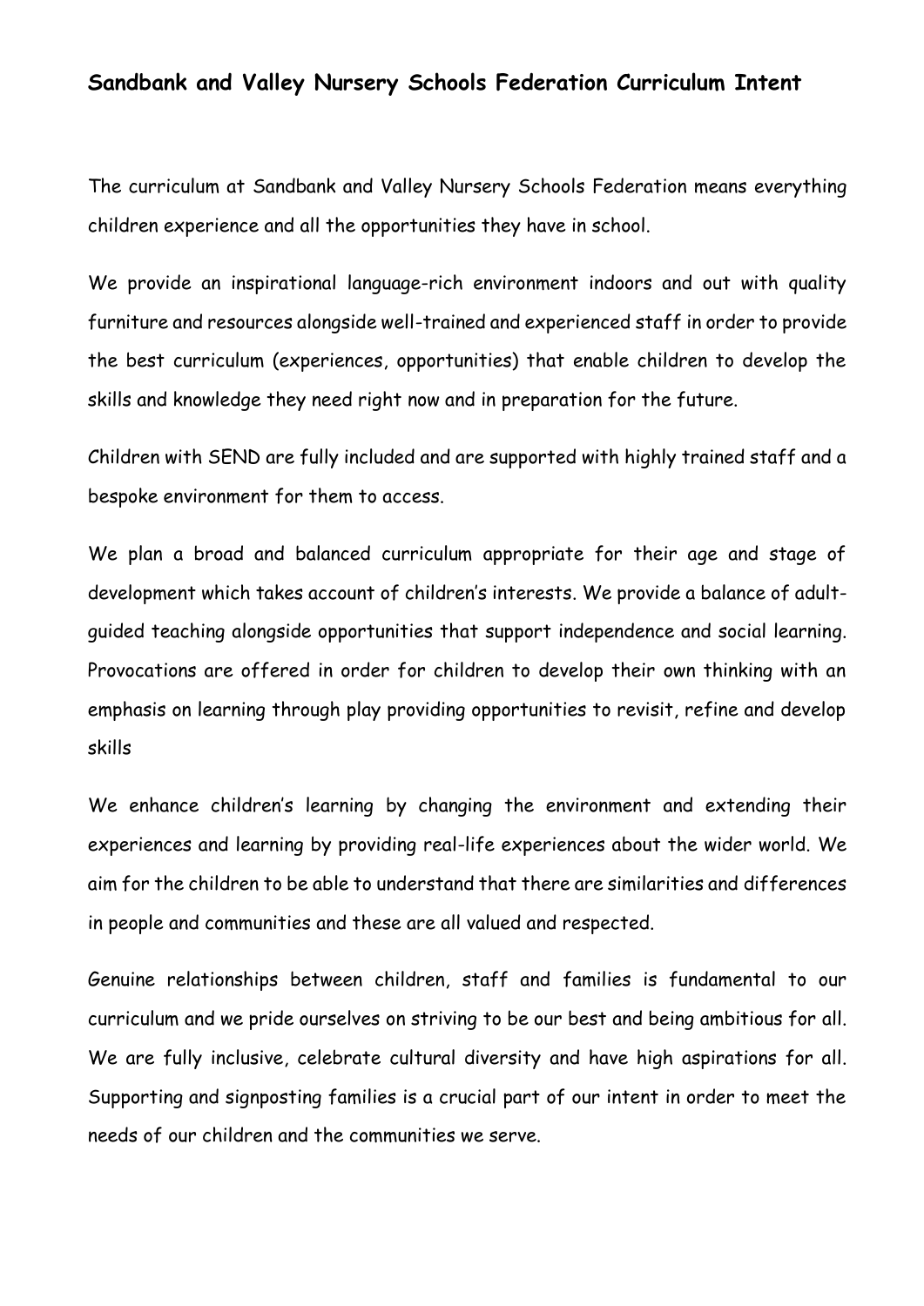# Sandbank and Valley Nursery Schools Federation Curriculum Intent

The curriculum at Sandbank and Valley Nursery Schools Federation means everything children experience and all the opportunities they have in school.

We provide an inspirational language-rich environment indoors and out with quality furniture and resources alongside well-trained and experienced staff in order to provide the best curriculum (experiences, opportunities) that enable children to develop the skills and knowledge they need right now and in preparation for the future.

Children with SEND are fully included and are supported with highly trained staff and a bespoke environment for them to access.

We plan a broad and balanced curriculum appropriate for their age and stage of development which takes account of children's interests. We provide a balance of adult-guided teaching alongside opportunities that support independence and social learning. Provocations are offered in order for children to develop their own thinking with an emphasis on learning through play providing opportunities to revisit, refine and develop skills

We enhance children's learning by changing the environment and extending their experiences and learning by providing real-life experiences about the wider world. We aim for the children to be able to understand that there are similarities and differences in people and communities and these are all valued and respected.

Genuine relationships between children, staff and families is fundamental to our curriculum and we pride ourselves on striving to be our best and being ambitious for all. We are fully inclusive, celebrate cultural diversity and have high aspirations for all. Supporting and signposting families is a crucial part of our intent in order to meet the needs of our children and the communities we serve.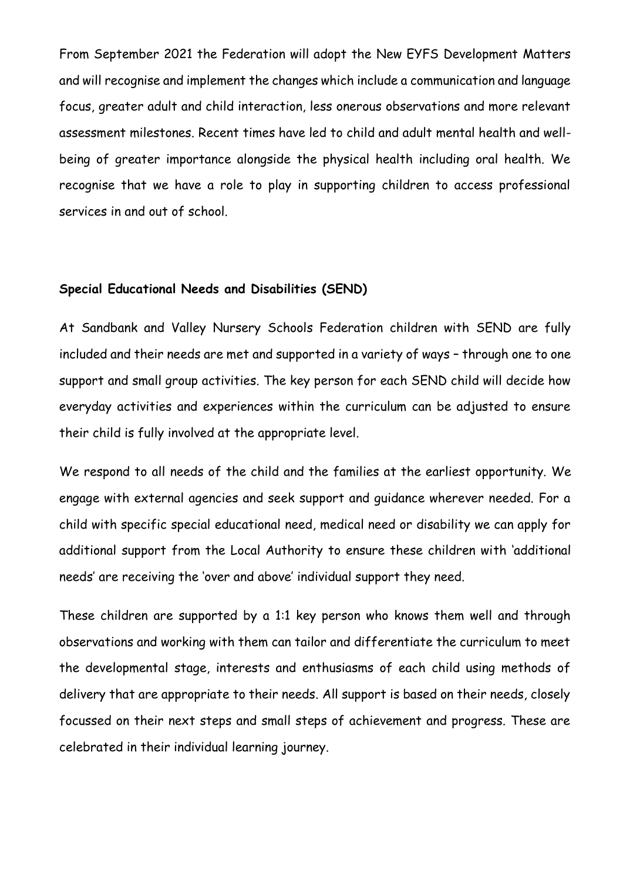From September 2021 the Federation will adopt the New EYFS Development Matters and will recognise and implement the changes which include a communication and language focus, greater adult and child interaction, less onerous observations and more relevant assessment milestones. Recent times have led to child and adult mental health and well-being of greater importance alongside the physical health including oral health. We recognise that we have a role to play in supporting children to access professional services in and out of school.

**Special Educational Needs and Disabilities (SEND)**

At Sandbank and Valley Nursery Schools Federation children with SEND are fully included and their needs are met and supported in a variety of ways – through one to one support and small group activities. The key person for each SEND child will decide how everyday activities and experiences within the curriculum can be adjusted to ensure their child is fully involved at the appropriate level.

We respond to all needs of the child and the families at the earliest opportunity. We engage with external agencies and seek support and guidance wherever needed. For a child with specific special educational need, medical need or disability we can apply for additional support from the Local Authority to ensure these children with 'additional needs' are receiving the 'over and above' individual support they need.

These children are supported by a 1:1 key person who knows them well and through observations and working with them can tailor and differentiate the curriculum to meet the developmental stage, interests and enthusiasms of each child using methods of delivery that are appropriate to their needs. All support is based on their needs, closely focussed on their next steps and small steps of achievement and progress. These are celebrated in their individual learning journey.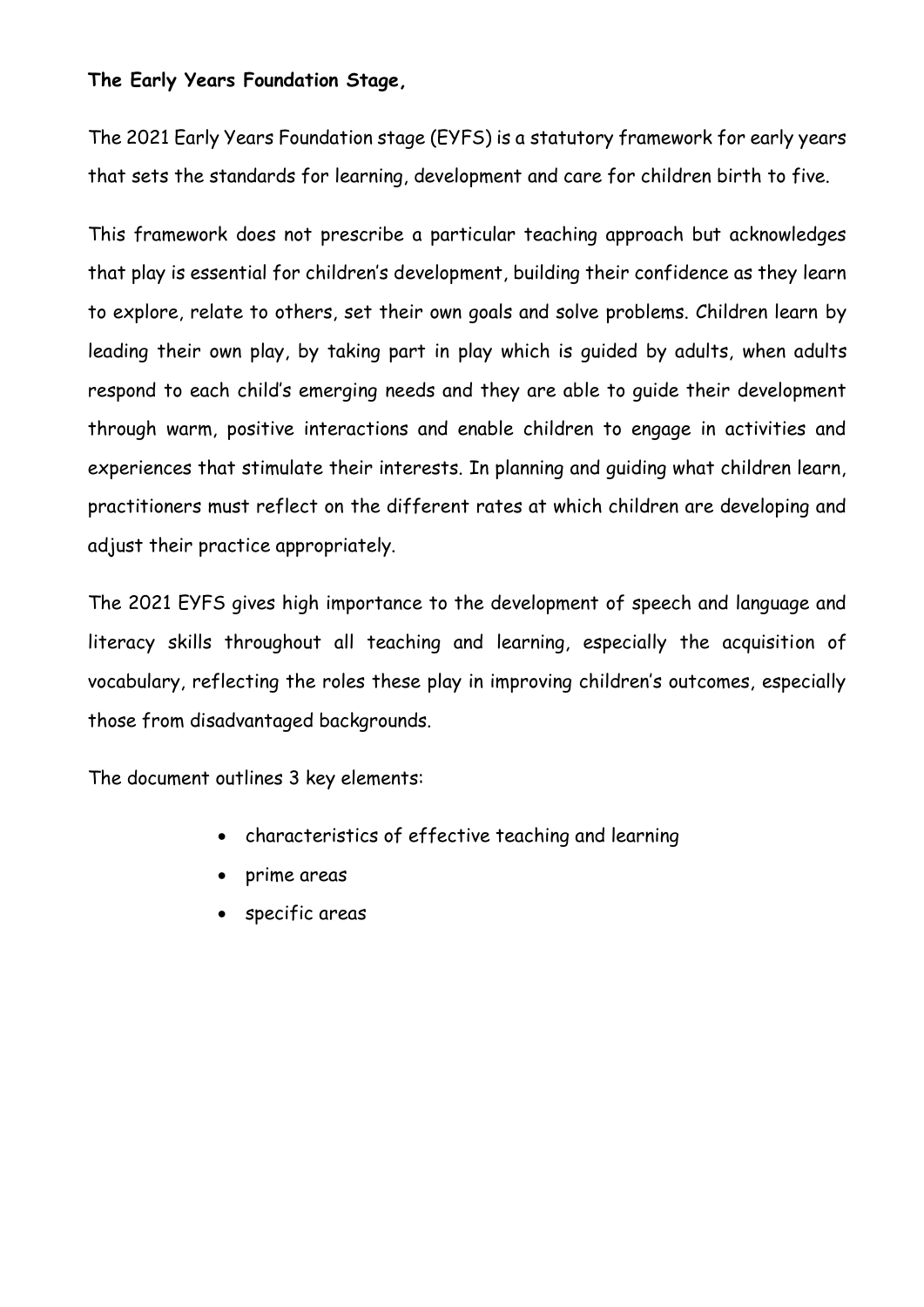**The Early Years Foundation Stage,**

The 2021 Early Years Foundation stage (EYFS) is a statutory framework for early years that sets the standards for learning, development and care for children birth to five.

This framework does not prescribe a particular teaching approach but acknowledges that play is essential for children's development, building their confidence as they learn to explore, relate to others, set their own goals and solve problems. Children learn by leading their own play, by taking part in play which is guided by adults, when adults respond to each child's emerging needs and they are able to guide their development through warm, positive interactions and enable children to engage in activities and experiences that stimulate their interests. In planning and guiding what children learn, practitioners must reflect on the different rates at which children are developing and adjust their practice appropriately.

The 2021 EYFS gives high importance to the development of speech and language and literacy skills throughout all teaching and learning, especially the acquisition of vocabulary, reflecting the roles these play in improving children's outcomes, especially those from disadvantaged backgrounds.

The document outlines 3 key elements:

- characteristics of effective teaching and learning
- prime areas
- specific areas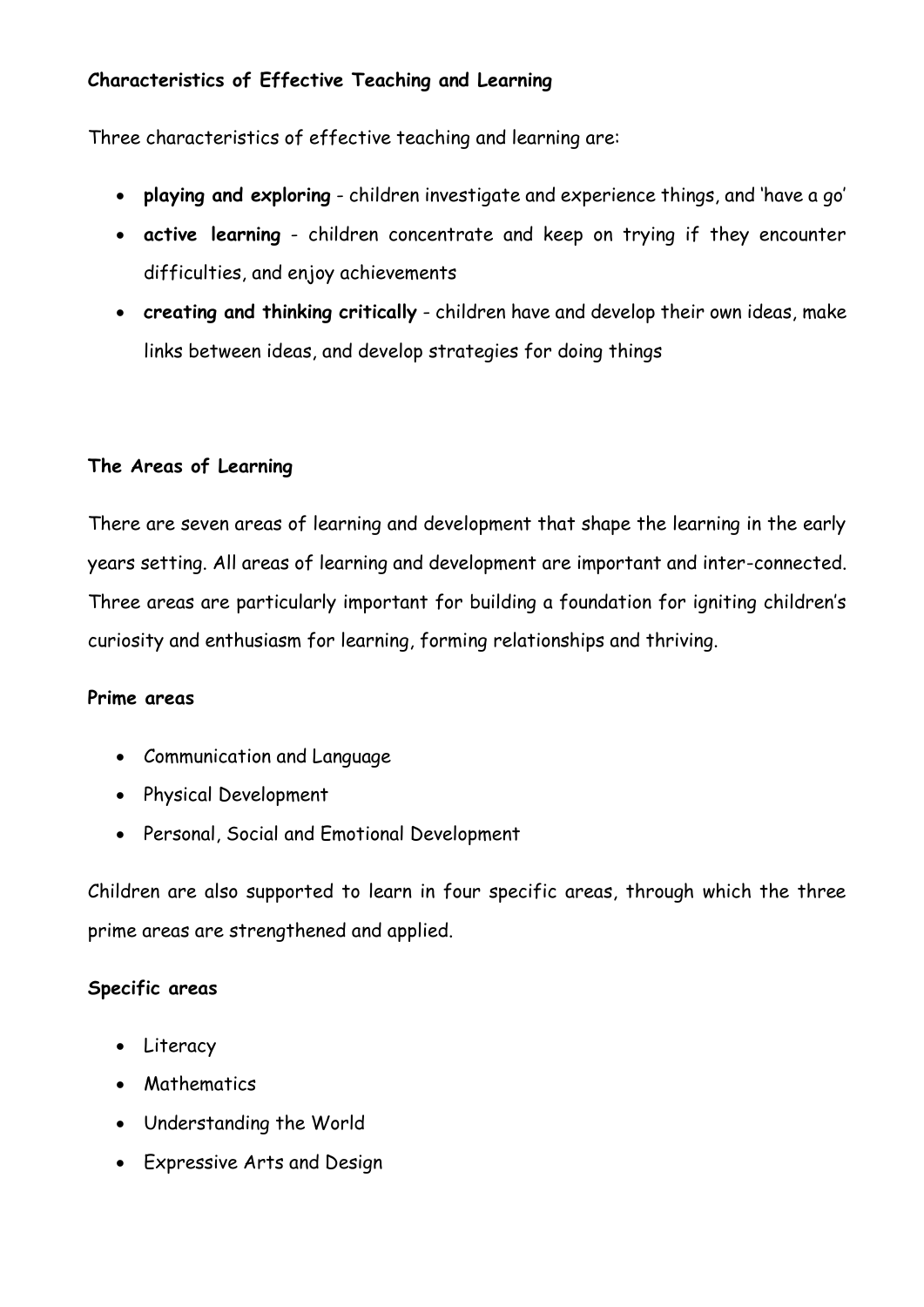**Characteristics of Effective Teaching and Learning**

Three characteristics of effective teaching and learning are:

- **playing and exploring** - children investigate and experience things, and 'have a go'
- **active learning** - children concentrate and keep on trying if they encounter difficulties, and enjoy achievements
- **creating and thinking critically** - children have and develop their own ideas, make links between ideas, and develop strategies for doing things

**The Areas of Learning**

There are seven areas of learning and development that shape the learning in the early years setting. All areas of learning and development are important and inter-connected. Three areas are particularly important for building a foundation for igniting children's curiosity and enthusiasm for learning, forming relationships and thriving.

**Prime areas**

- Communication and Language
- Physical Development
- Personal, Social and Emotional Development

Children are also supported to learn in four specific areas, through which the three prime areas are strengthened and applied.

**Specific areas**

- Literacy
- Mathematics
- Understanding the World
- Expressive Arts and Design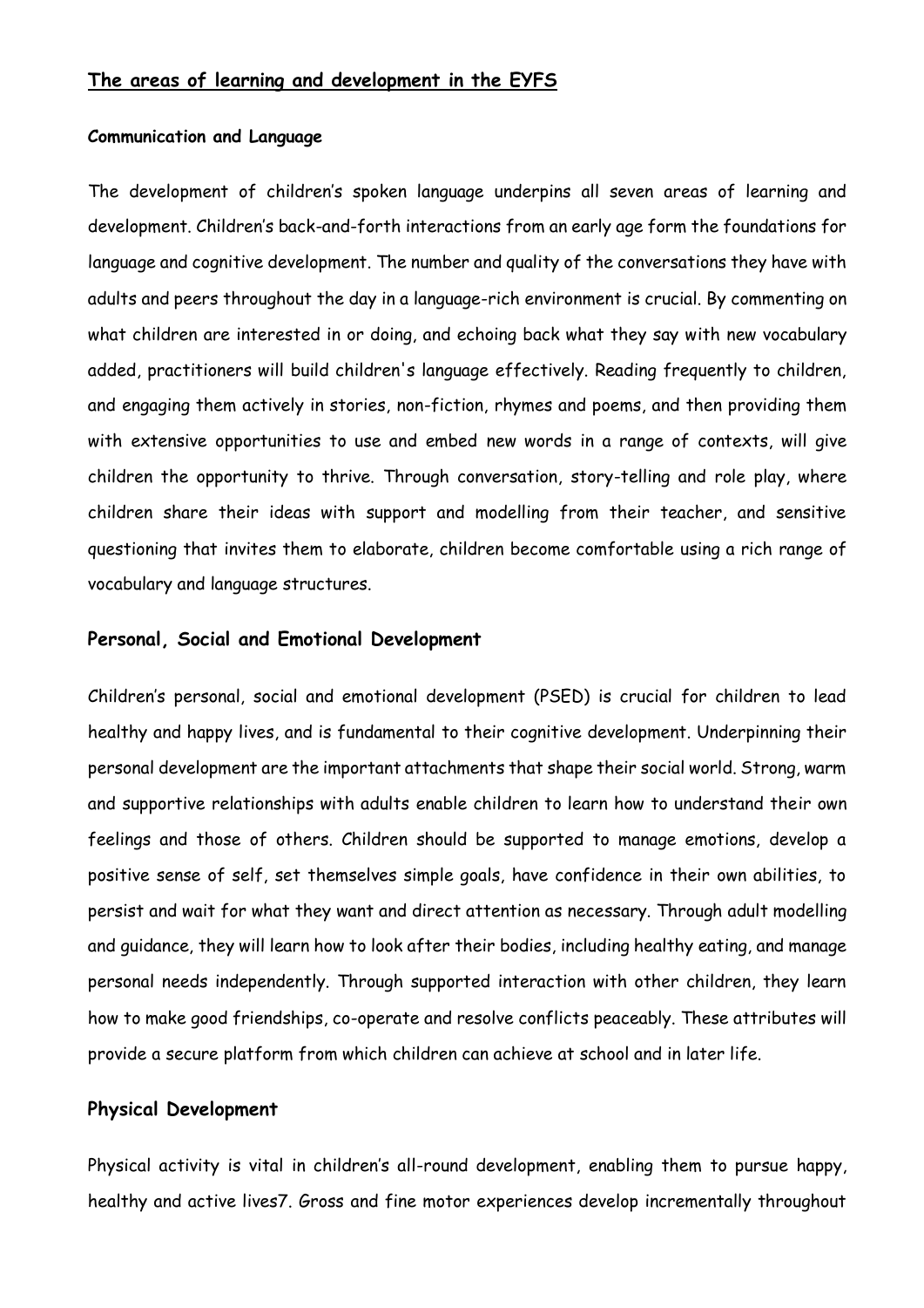## The areas of learning and development in the EYFS

### Communication and Language

The development of children's spoken language underpins all seven areas of learning and development. Children's back-and-forth interactions from an early age form the foundations for language and cognitive development. The number and quality of the conversations they have with adults and peers throughout the day in a language-rich environment is crucial. By commenting on what children are interested in or doing, and echoing back what they say with new vocabulary added, practitioners will build children's language effectively. Reading frequently to children, and engaging them actively in stories, non-fiction, rhymes and poems, and then providing them with extensive opportunities to use and embed new words in a range of contexts, will give children the opportunity to thrive. Through conversation, story-telling and role play, where children share their ideas with support and modelling from their teacher, and sensitive questioning that invites them to elaborate, children become comfortable using a rich range of vocabulary and language structures.

### Personal, Social and Emotional Development

Children's personal, social and emotional development (PSED) is crucial for children to lead healthy and happy lives, and is fundamental to their cognitive development. Underpinning their personal development are the important attachments that shape their social world. Strong, warm and supportive relationships with adults enable children to learn how to understand their own feelings and those of others. Children should be supported to manage emotions, develop a positive sense of self, set themselves simple goals, have confidence in their own abilities, to persist and wait for what they want and direct attention as necessary. Through adult modelling and guidance, they will learn how to look after their bodies, including healthy eating, and manage personal needs independently. Through supported interaction with other children, they learn how to make good friendships, co-operate and resolve conflicts peaceably. These attributes will provide a secure platform from which children can achieve at school and in later life.

### Physical Development

Physical activity is vital in children's all-round development, enabling them to pursue happy, healthy and active lives7. Gross and fine motor experiences develop incrementally throughout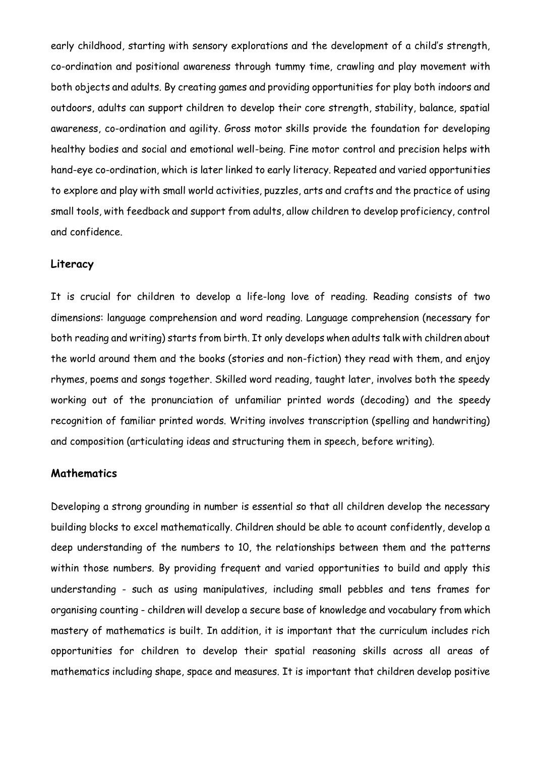early childhood, starting with sensory explorations and the development of a child's strength, co-ordination and positional awareness through tummy time, crawling and play movement with both objects and adults. By creating games and providing opportunities for play both indoors and outdoors, adults can support children to develop their core strength, stability, balance, spatial awareness, co-ordination and agility. Gross motor skills provide the foundation for developing healthy bodies and social and emotional well-being. Fine motor control and precision helps with hand-eye co-ordination, which is later linked to early literacy. Repeated and varied opportunities to explore and play with small world activities, puzzles, arts and crafts and the practice of using small tools, with feedback and support from adults, allow children to develop proficiency, control and confidence.

## Literacy

It is crucial for children to develop a life-long love of reading. Reading consists of two dimensions: language comprehension and word reading. Language comprehension (necessary for both reading and writing) starts from birth. It only develops when adults talk with children about the world around them and the books (stories and non-fiction) they read with them, and enjoy rhymes, poems and songs together. Skilled word reading, taught later, involves both the speedy working out of the pronunciation of unfamiliar printed words (decoding) and the speedy recognition of familiar printed words. Writing involves transcription (spelling and handwriting) and composition (articulating ideas and structuring them in speech, before writing).

## Mathematics

Developing a strong grounding in number is essential so that all children develop the necessary building blocks to excel mathematically. Children should be able to acount confidently, develop a deep understanding of the numbers to 10, the relationships between them and the patterns within those numbers. By providing frequent and varied opportunities to build and apply this understanding - such as using manipulatives, including small pebbles and tens frames for organising counting - children will develop a secure base of knowledge and vocabulary from which mastery of mathematics is built. In addition, it is important that the curriculum includes rich opportunities for children to develop their spatial reasoning skills across all areas of mathematics including shape, space and measures. It is important that children develop positive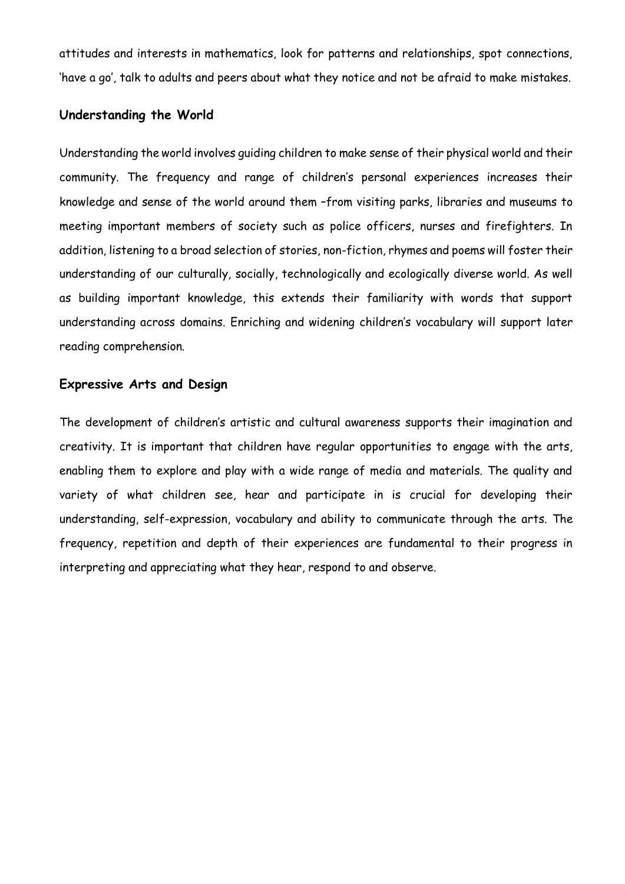attitudes and interests in mathematics, look for patterns and relationships, spot connections, 'have a go', talk to adults and peers about what they notice and not be afraid to make mistakes.

### Understanding the World

Understanding the world involves guiding children to make sense of their physical world and their community. The frequency and range of children's personal experiences increases their knowledge and sense of the world around them –from visiting parks, libraries and museums to meeting important members of society such as police officers, nurses and firefighters. In addition, listening to a broad selection of stories, non-fiction, rhymes and poems will foster their understanding of our culturally, socially, technologically and ecologically diverse world. As well as building important knowledge, this extends their familiarity with words that support understanding across domains. Enriching and widening children's vocabulary will support later reading comprehension.

### Expressive Arts and Design

The development of children's artistic and cultural awareness supports their imagination and creativity. It is important that children have regular opportunities to engage with the arts, enabling them to explore and play with a wide range of media and materials. The quality and variety of what children see, hear and participate in is crucial for developing their understanding, self-expression, vocabulary and ability to communicate through the arts. The frequency, repetition and depth of their experiences are fundamental to their progress in interpreting and appreciating what they hear, respond to and observe.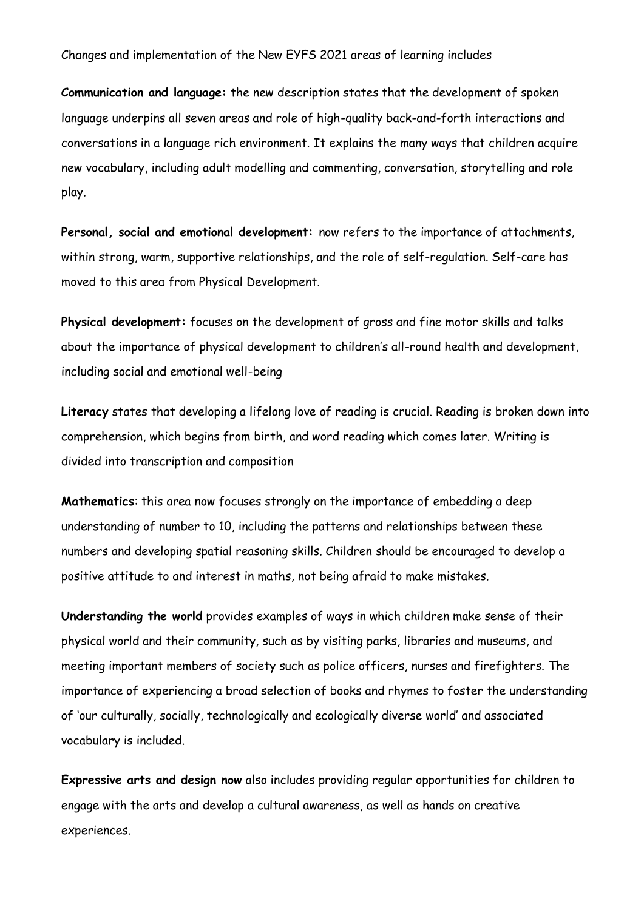Changes and implementation of the New EYFS 2021 areas of learning includes

**Communication and language:** the new description states that the development of spoken language underpins all seven areas and role of high-quality back-and-forth interactions and conversations in a language rich environment. It explains the many ways that children acquire new vocabulary, including adult modelling and commenting, conversation, storytelling and role play.

**Personal, social and emotional development:** now refers to the importance of attachments, within strong, warm, supportive relationships, and the role of self-regulation. Self-care has moved to this area from Physical Development.

**Physical development:** focuses on the development of gross and fine motor skills and talks about the importance of physical development to children's all-round health and development, including social and emotional well-being

**Literacy** states that developing a lifelong love of reading is crucial. Reading is broken down into comprehension, which begins from birth, and word reading which comes later. Writing is divided into transcription and composition

**Mathematics**: this area now focuses strongly on the importance of embedding a deep understanding of number to 10, including the patterns and relationships between these numbers and developing spatial reasoning skills. Children should be encouraged to develop a positive attitude to and interest in maths, not being afraid to make mistakes.

**Understanding the world** provides examples of ways in which children make sense of their physical world and their community, such as by visiting parks, libraries and museums, and meeting important members of society such as police officers, nurses and firefighters. The importance of experiencing a broad selection of books and rhymes to foster the understanding of 'our culturally, socially, technologically and ecologically diverse world' and associated vocabulary is included.

**Expressive arts and design now** also includes providing regular opportunities for children to engage with the arts and develop a cultural awareness, as well as hands on creative experiences.